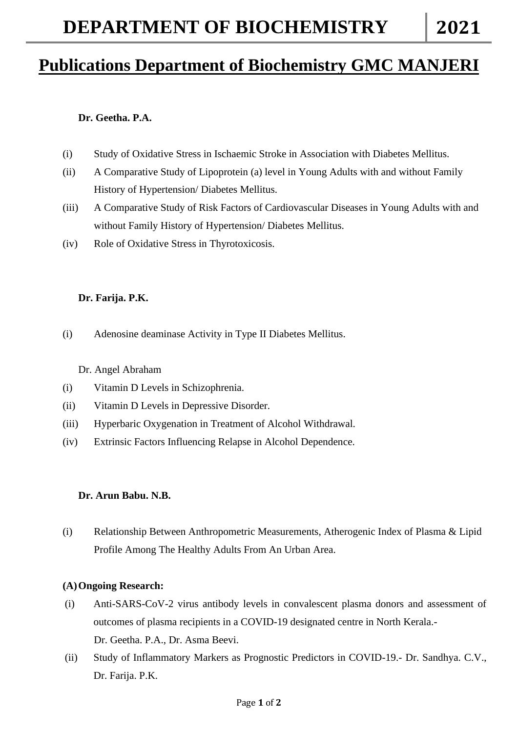# Publications Department of Biochemistry GMC MANJERI

**Dr. Geetha. P.A.**

(i) Study of Oxidative Stress in Ischaemic Stroke in Association with Diabetes Mellitus.

(ii) A Comparative Study of Lipoprotein (a) level in Young Adults with and without Family History of Hypertension/ Diabetes Mellitus.

(iii) A Comparative Study of Risk Factors of Cardiovascular Diseases in Young Adults with and without Family History of Hypertension/ Diabetes Mellitus.

(iv) Role of Oxidative Stress in Thyrotoxicosis.

**Dr. Farija. P.K.**

(i) Adenosine deaminase Activity in Type II Diabetes Mellitus.

Dr. Angel Abraham

(i) Vitamin D Levels in Schizophrenia.

(ii) Vitamin D Levels in Depressive Disorder.

(iii) Hyperbaric Oxygenation in Treatment of Alcohol Withdrawal.

(iv) Extrinsic Factors Influencing Relapse in Alcohol Dependence.

**Dr. Arun Babu. N.B.**

(i) Relationship Between Anthropometric Measurements, Atherogenic Index of Plasma & Lipid Profile Among The Healthy Adults From An Urban Area.

**(A) Ongoing Research:**

(i) Anti-SARS-CoV-2 virus antibody levels in convalescent plasma donors and assessment of outcomes of plasma recipients in a COVID-19 designated centre in North Kerala.- Dr. Geetha. P.A., Dr. Asma Beevi.

(ii) Study of Inflammatory Markers as Prognostic Predictors in COVID-19.- Dr. Sandhya. C.V., Dr. Farija. P.K.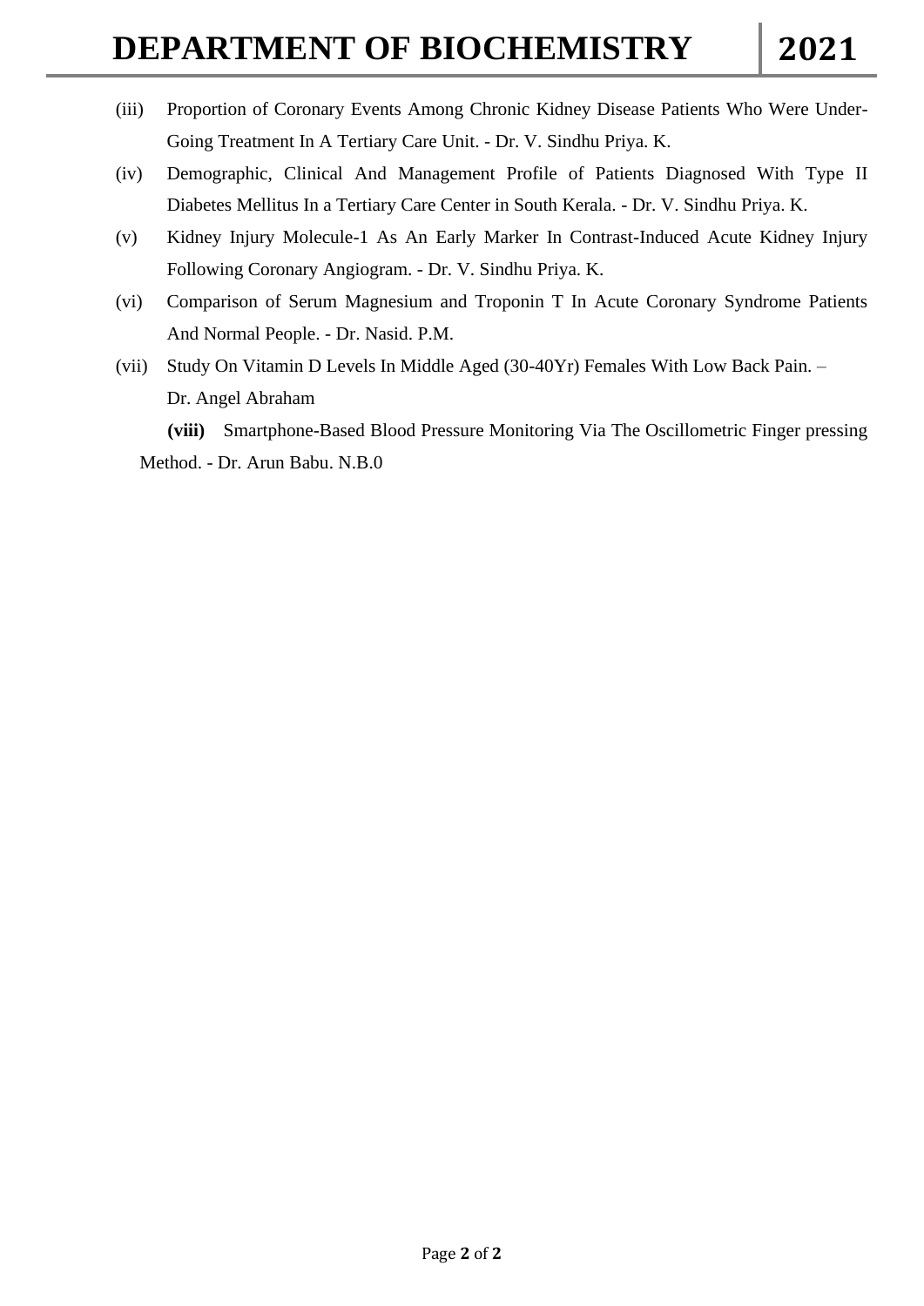(iii) Proportion of Coronary Events Among Chronic Kidney Disease Patients Who Were Under-Going Treatment In A Tertiary Care Unit. - Dr. V. Sindhu Priya. K.

(iv) Demographic, Clinical And Management Profile of Patients Diagnosed With Type II Diabetes Mellitus In a Tertiary Care Center in South Kerala. - Dr. V. Sindhu Priya. K.

(v) Kidney Injury Molecule-1 As An Early Marker In Contrast-Induced Acute Kidney Injury Following Coronary Angiogram. - Dr. V. Sindhu Priya. K.

(vi) Comparison of Serum Magnesium and Troponin T In Acute Coronary Syndrome Patients And Normal People. - Dr. Nasid. P.M.

(vii) Study On Vitamin D Levels In Middle Aged (30-40Yr) Females With Low Back Pain. – Dr. Angel Abraham

**(viii)** Smartphone-Based Blood Pressure Monitoring Via The Oscillometric Finger pressing Method. - Dr. Arun Babu. N.B.0